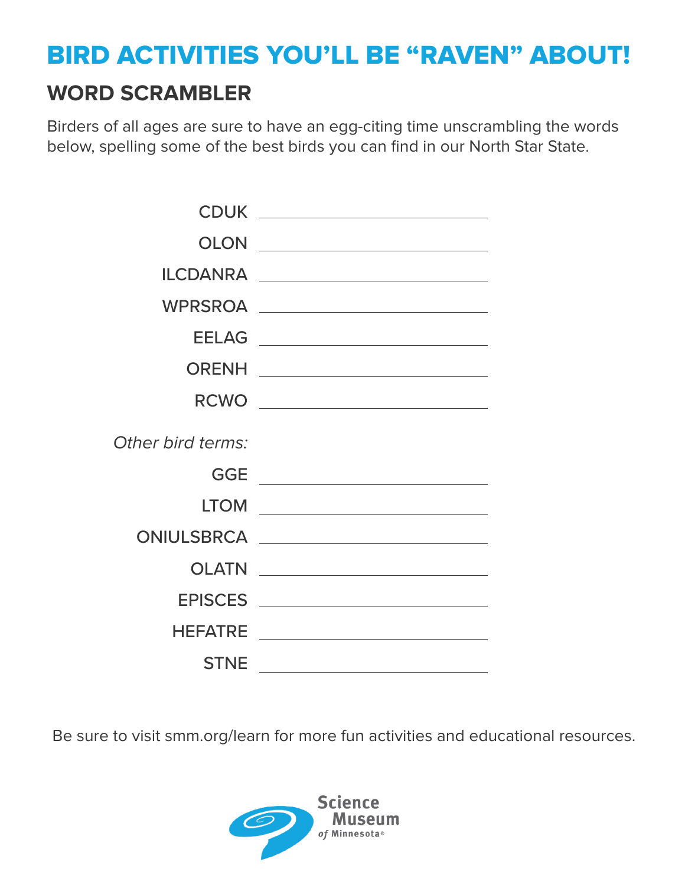# BIRD ACTIVITIES YOU'LL BE "RAVEN" ABOUT!

## WORD SCRAMBLER

Birders of all ages are sure to have an egg-citing time unscrambling the words below, spelling some of the best birds you can find in our North Star State.

CDUK ______________________

OLON ______________________

ILCDANRA ______________________

WPRSROA ______________________

EELAG ______________________

ORENH ______________________

RCWO ______________________

*Other bird terms:*

GGE ______________________

LTOM ______________________

ONIULSBRCA ______________________

OLATN ______________________

EPISCES ______________________

HEFATRE ______________________

STNE ______________________

Be sure to visit smm.org/learn for more fun activities and educational resources.

Science Museum *of* Minnesota®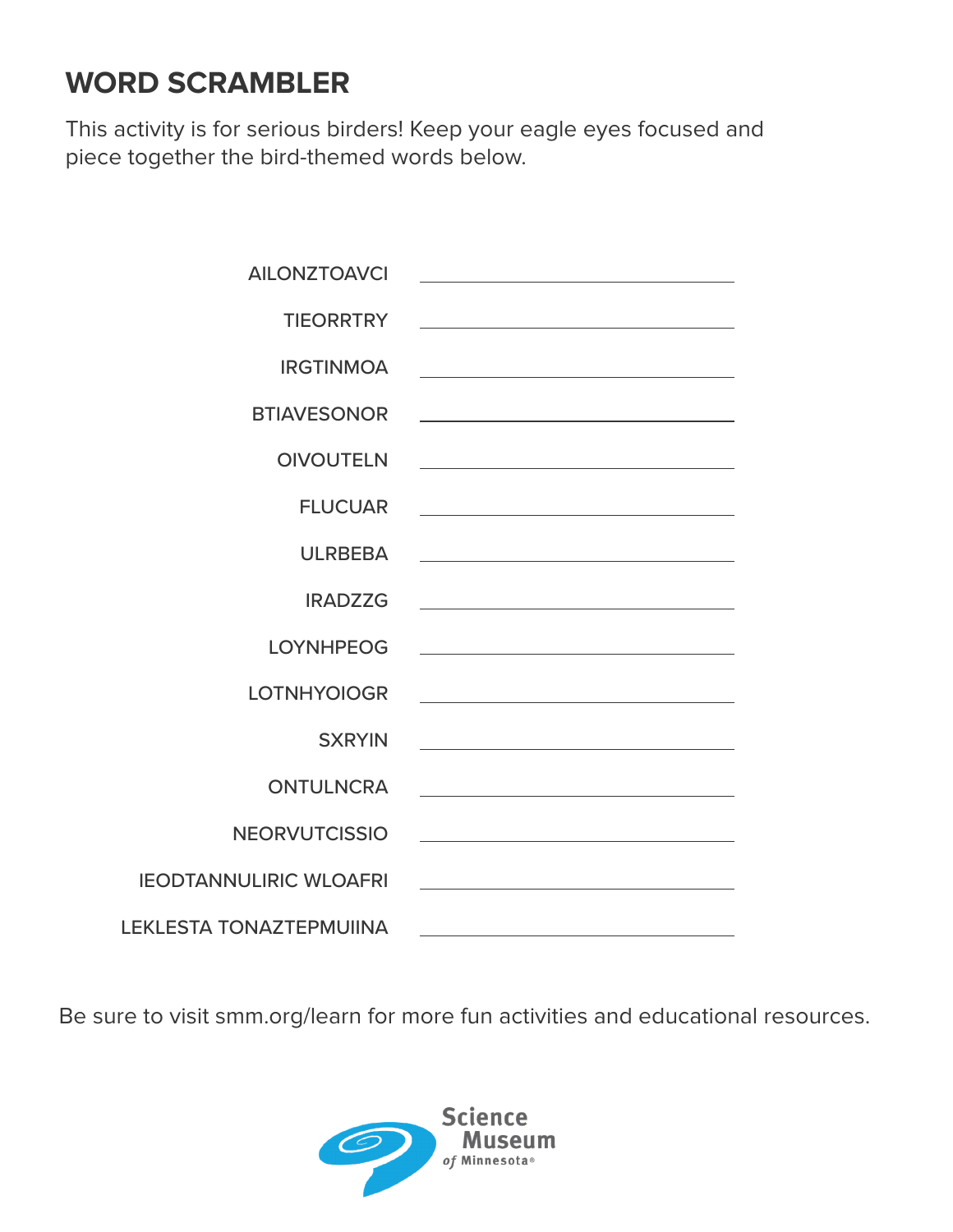# WORD SCRAMBLER

This activity is for serious birders! Keep your eagle eyes focused and piece together the bird-themed words below.

| | |
|---|---|
| AILONZTOAVCI | ______________ |
| TIEORRTRY | ______________ |
| IRGTINMOA | ______________ |
| BTIAVESONOR | ______________ |
| OIVOUTELN | ______________ |
| FLUCUAR | ______________ |
| ULRBEBA | ______________ |
| IRADZZG | ______________ |
| LOYNHPEOG | ______________ |
| LOTNHYOIOGR | ______________ |
| SXRYIN | ______________ |
| ONTULNCRA | ______________ |
| NEORVUTCISSIO | ______________ |
| IEODTANNULIRIC WLOAFRI | ______________ |
| LEKLESTA TONAZTEPMUIINA | ______________ |

Be sure to visit smm.org/learn for more fun activities and educational resources.

Science Museum *of* Minnesota®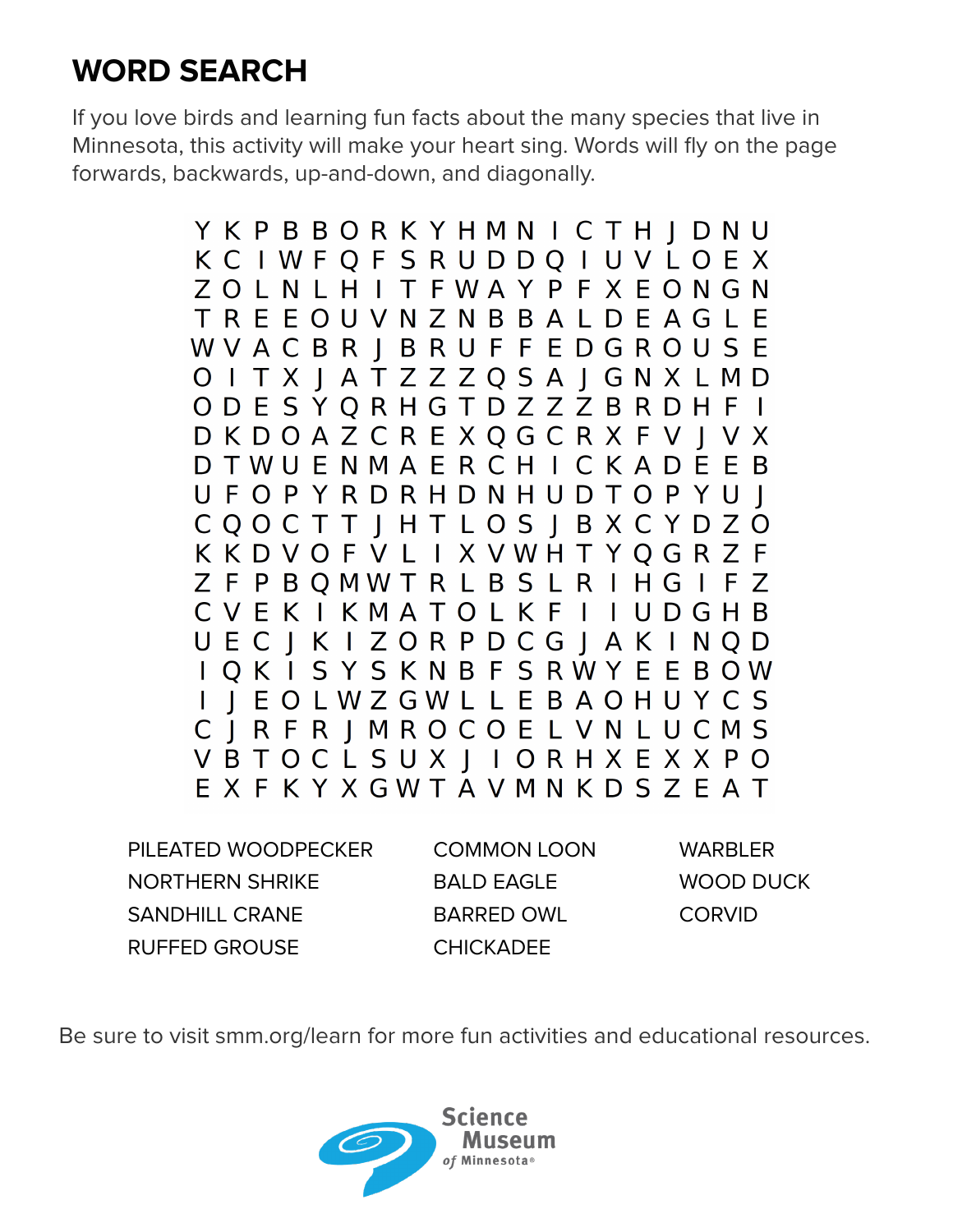# WORD SEARCH

If you love birds and learning fun facts about the many species that live in Minnesota, this activity will make your heart sing. Words will fly on the page forwards, backwards, up-and-down, and diagonally.

```
Y K P B B O R K Y H M N I C T H J D N U
K C I W F Q F S R U D D Q I U V L O E X
Z O L N L H I T F W A Y P F X E O N G N
T R E E O U V N Z N B B A L D E A G L E
W V A C B R J B R U F F E D G R O U S E
O I T X J A T Z Z Z Q S A J G N X L M D
O D E S Y Q R H G T D Z Z Z B R D H F I
D K D O A Z C R E X Q G C R X F V J V X
D T W U E N M A E R C H I C K A D E E B
U F O P Y R D R H D N H U D T O P Y U J
C Q O C T T J H T L O S J B X C Y D Z O
K K D V O F V L I X V W H T Y Q G R Z F
Z F P B Q M W T R L B S L R I H G I F Z
C V E K I K M A T O L K F I I U D G H B
U E C J K I Z O R P D C G J A K I N Q D
I Q K I S Y S K N B F S R W Y E E B O W
I J E O L W Z G W L L E B A O H U Y C S
C J R F R J M R O C O E L V N L U C M S
V B T O C L S U X J I O R H X E X X P O
E X F K Y X G W T A V M N K D S Z E A T
```

PILEATED WOODPECKER
NORTHERN SHRIKE
SANDHILL CRANE
RUFFED GROUSE
COMMON LOON
BALD EAGLE
BARRED OWL
CHICKADEE
WARBLER
WOOD DUCK
CORVID

Be sure to visit smm.org/learn for more fun activities and educational resources.

Science Museum of Minnesota®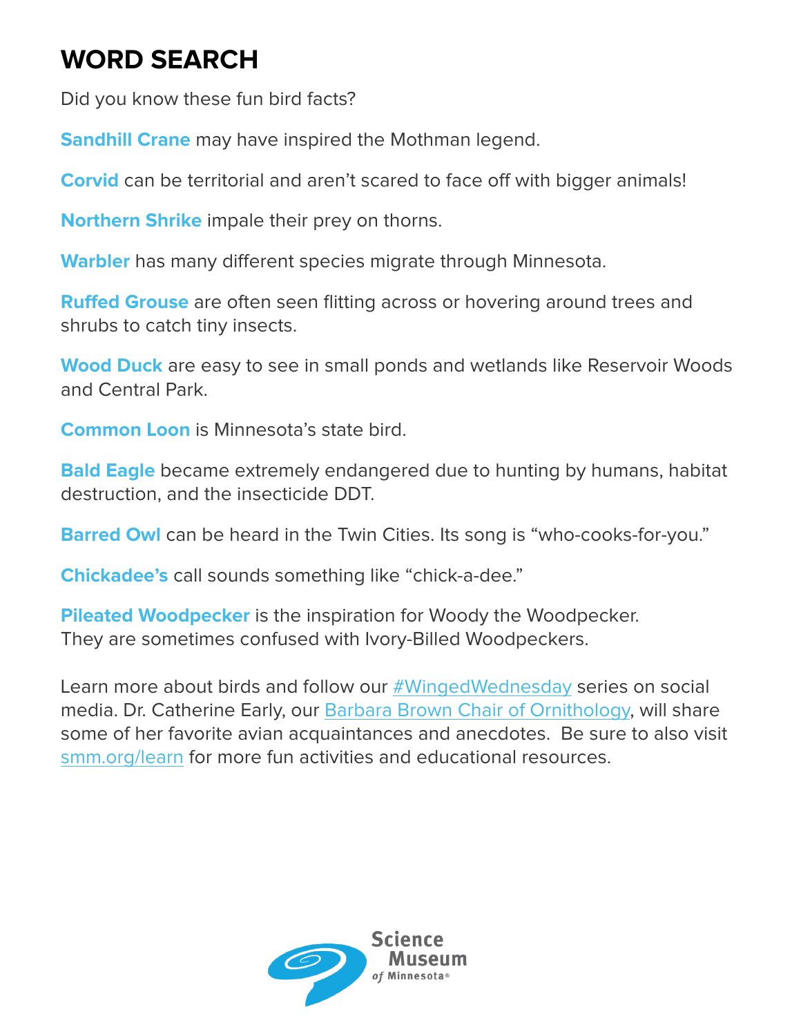# WORD SEARCH

Did you know these fun bird facts?

**Sandhill Crane** may have inspired the Mothman legend.

**Corvid** can be territorial and aren't scared to face off with bigger animals!

**Northern Shrike** impale their prey on thorns.

**Warbler** has many different species migrate through Minnesota.

**Ruffed Grouse** are often seen flitting across or hovering around trees and shrubs to catch tiny insects.

**Wood Duck** are easy to see in small ponds and wetlands like Reservoir Woods and Central Park.

**Common Loon** is Minnesota's state bird.

**Bald Eagle** became extremely endangered due to hunting by humans, habitat destruction, and the insecticide DDT.

**Barred Owl** can be heard in the Twin Cities. Its song is "who-cooks-for-you."

**Chickadee's** call sounds something like "chick-a-dee."

**Pileated Woodpecker** is the inspiration for Woody the Woodpecker. They are sometimes confused with Ivory-Billed Woodpeckers.

Learn more about birds and follow our #WingedWednesday series on social media. Dr. Catherine Early, our Barbara Brown Chair of Ornithology, will share some of her favorite avian acquaintances and anecdotes. Be sure to also visit smm.org/learn for more fun activities and educational resources.

Science Museum of Minnesota®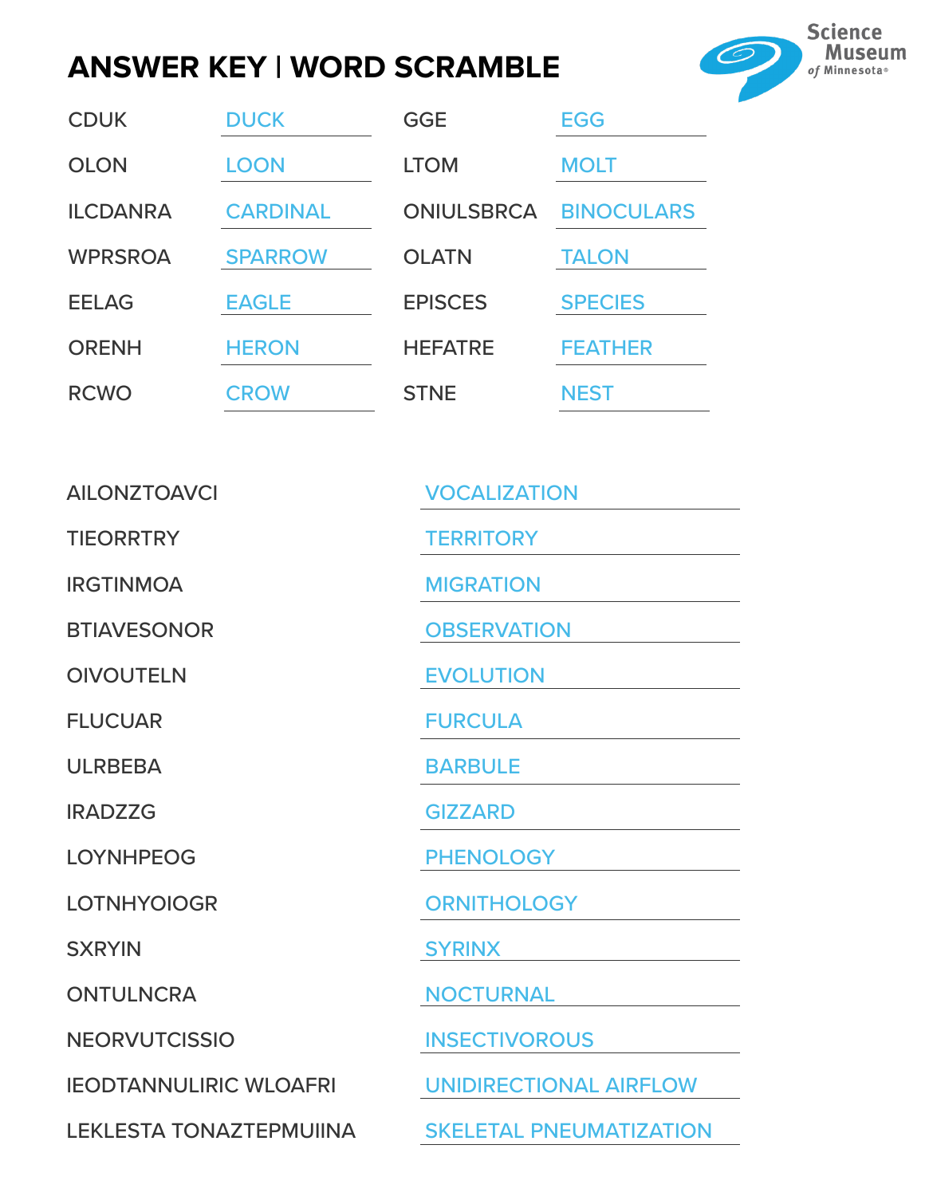# ANSWER KEY | WORD SCRAMBLE

Science Museum of Minnesota®

| Scrambled | Answer | Scrambled | Answer |
|---|---|---|---|
| CDUK | DUCK | GGE | EGG |
| OLON | LOON | LTOM | MOLT |
| ILCDANRA | CARDINAL | ONIULSBRCA | BINOCULARS |
| WPRSROA | SPARROW | OLATN | TALON |
| EELAG | EAGLE | EPISCES | SPECIES |
| ORENH | HERON | HEFATRE | FEATHER |
| RCWO | CROW | STNE | NEST |

| Scrambled | Answer |
|---|---|
| AILONZTOAVCI | VOCALIZATION |
| TIEORRTRY | TERRITORY |
| IRGTINMOA | MIGRATION |
| BTIAVESONOR | OBSERVATION |
| OIVOUTELN | EVOLUTION |
| FLUCUAR | FURCULA |
| ULRBEBA | BARBULE |
| IRADZZG | GIZZARD |
| LOYNHPEOG | PHENOLOGY |
| LOTNHYOIOGR | ORNITHOLOGY |
| SXRYIN | SYRINX |
| ONTULNCRA | NOCTURNAL |
| NEORVUTCISSIO | INSECTIVOROUS |
| IEODTANNULIRIC WLOAFRI | UNIDIRECTIONAL AIRFLOW |
| LEKLESTA TONAZTEPMUIINA | SKELETAL PNEUMATIZATION |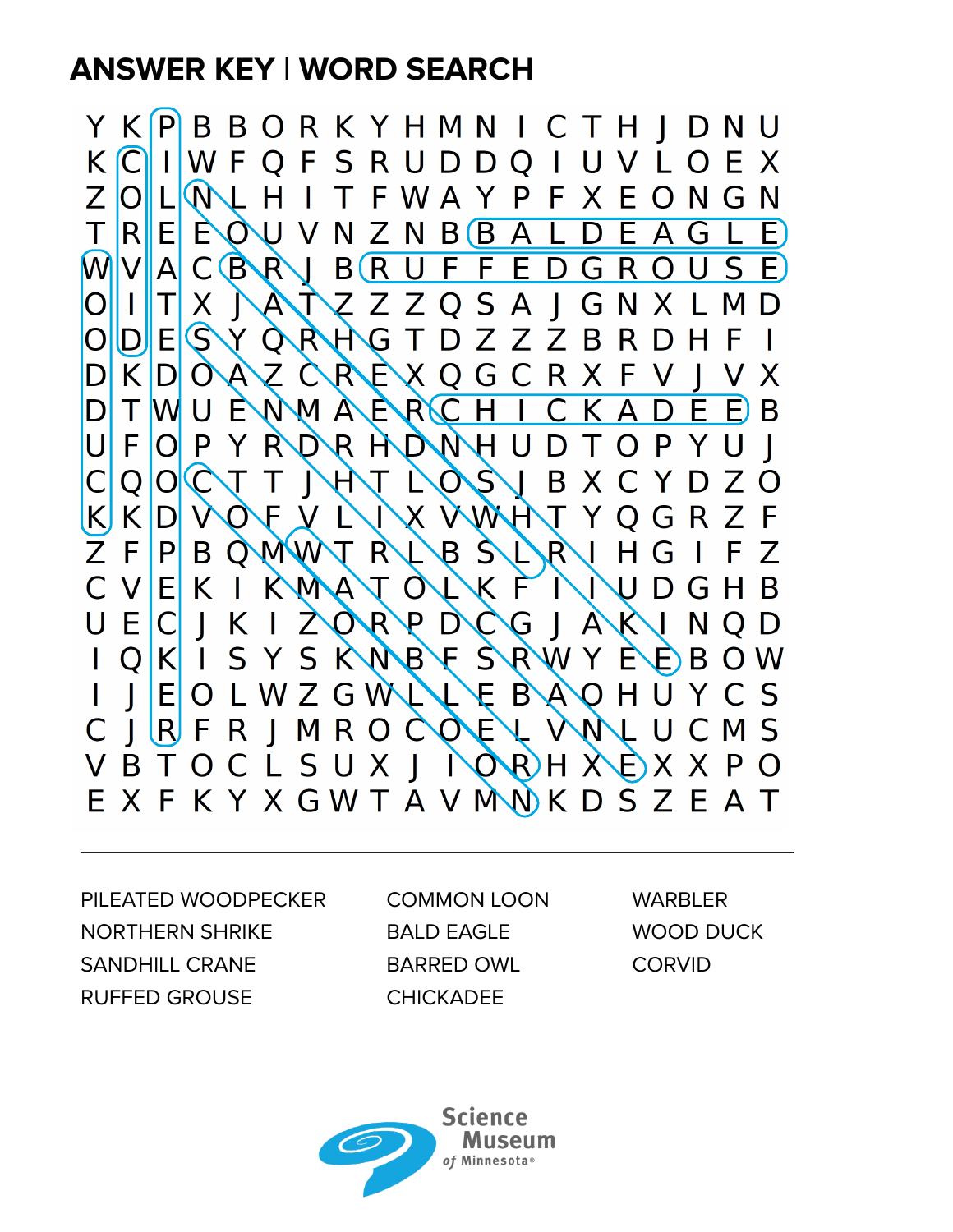# ANSWER KEY | WORD SEARCH

```
Y K P B B O R K Y H M N I C T H J D N U
K C I W F Q F S R U D D Q I U V L O E X
Z O L N L H I T F W A Y P F X E O N G N
T R E E O U V N Z N B B A L D E A G L E
W V A C B R J B R U F F E D G R O U S E
O I T X J A T Z Z Z Q S A J G N X L M D
O D E S Y Q R H G T D Z Z Z B R D H F I
D K D O A Z C R E X Q G C R X F V J V X
D T W U E N M A E R C H I C K A D E E B
U F O P Y R D R H D N H U D T O P Y U J
C Q O C T T J H T L O S J B X C Y D Z O
K K D V O F V L I X V W H T Y Q G R Z F
Z F P B Q M W T R L B S L R I H G I F Z
C V E K I K M A T O L K F I I U D G H B
U E C J K I Z O R P D C G J A K I N Q D
I Q K I S Y S K N B F S R W Y E E B O W
I J E O L W Z G W L L E B A O H U Y C S
C J R F R J M R O C O E L V N L U C M S
V B T O C L S U X J I O R H X E X X P O
E X F K Y X G W T A V M N K D S Z E A T
```

| | | |
|---|---|---|
| PILEATED WOODPECKER | COMMON LOON | WARBLER |
| NORTHERN SHRIKE | BALD EAGLE | WOOD DUCK |
| SANDHILL CRANE | BARRED OWL | CORVID |
| RUFFED GROUSE | CHICKADEE | |

Science Museum of Minnesota®